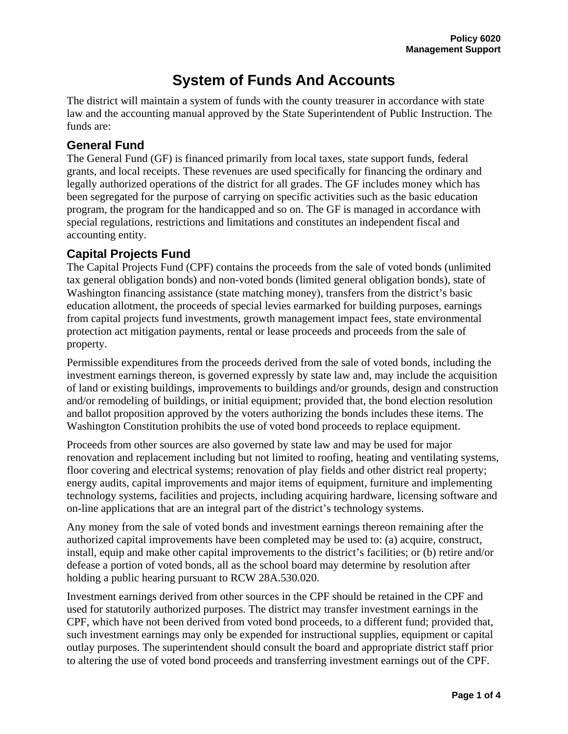# System of Funds And Accounts

The district will maintain a system of funds with the county treasurer in accordance with state law and the accounting manual approved by the State Superintendent of Public Instruction. The funds are:

## General Fund

The General Fund (GF) is financed primarily from local taxes, state support funds, federal grants, and local receipts. These revenues are used specifically for financing the ordinary and legally authorized operations of the district for all grades. The GF includes money which has been segregated for the purpose of carrying on specific activities such as the basic education program, the program for the handicapped and so on. The GF is managed in accordance with special regulations, restrictions and limitations and constitutes an independent fiscal and accounting entity.

## Capital Projects Fund

The Capital Projects Fund (CPF) contains the proceeds from the sale of voted bonds (unlimited tax general obligation bonds) and non-voted bonds (limited general obligation bonds), state of Washington financing assistance (state matching money), transfers from the district's basic education allotment, the proceeds of special levies earmarked for building purposes, earnings from capital projects fund investments, growth management impact fees, state environmental protection act mitigation payments, rental or lease proceeds and proceeds from the sale of property.

Permissible expenditures from the proceeds derived from the sale of voted bonds, including the investment earnings thereon, is governed expressly by state law and, may include the acquisition of land or existing buildings, improvements to buildings and/or grounds, design and construction and/or remodeling of buildings, or initial equipment; provided that, the bond election resolution and ballot proposition approved by the voters authorizing the bonds includes these items. The Washington Constitution prohibits the use of voted bond proceeds to replace equipment.

Proceeds from other sources are also governed by state law and may be used for major renovation and replacement including but not limited to roofing, heating and ventilating systems, floor covering and electrical systems; renovation of play fields and other district real property; energy audits, capital improvements and major items of equipment, furniture and implementing technology systems, facilities and projects, including acquiring hardware, licensing software and on-line applications that are an integral part of the district's technology systems.

Any money from the sale of voted bonds and investment earnings thereon remaining after the authorized capital improvements have been completed may be used to: (a) acquire, construct, install, equip and make other capital improvements to the district's facilities; or (b) retire and/or defease a portion of voted bonds, all as the school board may determine by resolution after holding a public hearing pursuant to RCW 28A.530.020.

Investment earnings derived from other sources in the CPF should be retained in the CPF and used for statutorily authorized purposes. The district may transfer investment earnings in the CPF, which have not been derived from voted bond proceeds, to a different fund; provided that, such investment earnings may only be expended for instructional supplies, equipment or capital outlay purposes. The superintendent should consult the board and appropriate district staff prior to altering the use of voted bond proceeds and transferring investment earnings out of the CPF.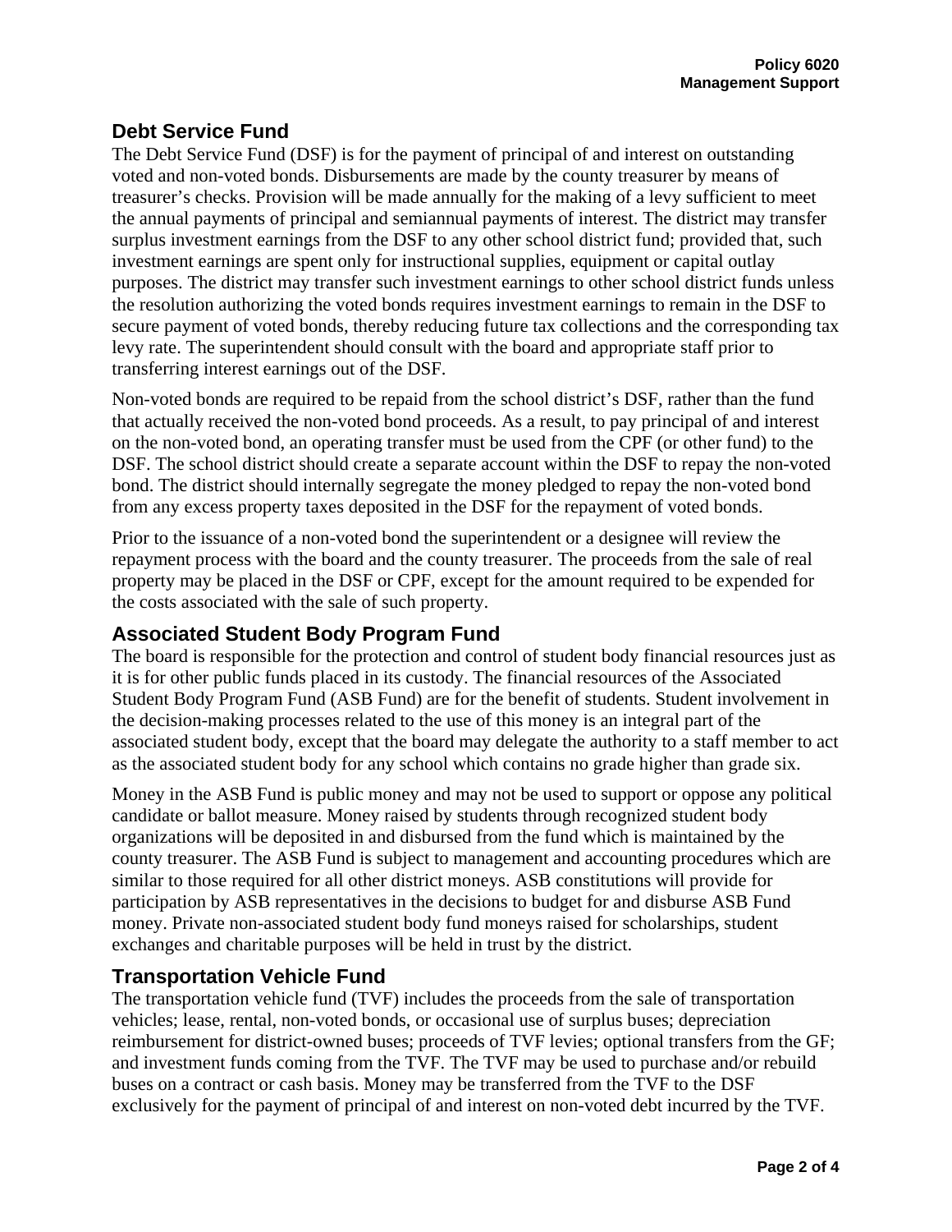## Debt Service Fund

The Debt Service Fund (DSF) is for the payment of principal of and interest on outstanding voted and non-voted bonds. Disbursements are made by the county treasurer by means of treasurer's checks. Provision will be made annually for the making of a levy sufficient to meet the annual payments of principal and semiannual payments of interest. The district may transfer surplus investment earnings from the DSF to any other school district fund; provided that, such investment earnings are spent only for instructional supplies, equipment or capital outlay purposes. The district may transfer such investment earnings to other school district funds unless the resolution authorizing the voted bonds requires investment earnings to remain in the DSF to secure payment of voted bonds, thereby reducing future tax collections and the corresponding tax levy rate. The superintendent should consult with the board and appropriate staff prior to transferring interest earnings out of the DSF.

Non-voted bonds are required to be repaid from the school district's DSF, rather than the fund that actually received the non-voted bond proceeds. As a result, to pay principal of and interest on the non-voted bond, an operating transfer must be used from the CPF (or other fund) to the DSF. The school district should create a separate account within the DSF to repay the non-voted bond. The district should internally segregate the money pledged to repay the non-voted bond from any excess property taxes deposited in the DSF for the repayment of voted bonds.

Prior to the issuance of a non-voted bond the superintendent or a designee will review the repayment process with the board and the county treasurer. The proceeds from the sale of real property may be placed in the DSF or CPF, except for the amount required to be expended for the costs associated with the sale of such property.

## Associated Student Body Program Fund

The board is responsible for the protection and control of student body financial resources just as it is for other public funds placed in its custody. The financial resources of the Associated Student Body Program Fund (ASB Fund) are for the benefit of students. Student involvement in the decision-making processes related to the use of this money is an integral part of the associated student body, except that the board may delegate the authority to a staff member to act as the associated student body for any school which contains no grade higher than grade six.

Money in the ASB Fund is public money and may not be used to support or oppose any political candidate or ballot measure. Money raised by students through recognized student body organizations will be deposited in and disbursed from the fund which is maintained by the county treasurer. The ASB Fund is subject to management and accounting procedures which are similar to those required for all other district moneys. ASB constitutions will provide for participation by ASB representatives in the decisions to budget for and disburse ASB Fund money. Private non-associated student body fund moneys raised for scholarships, student exchanges and charitable purposes will be held in trust by the district.

## Transportation Vehicle Fund

The transportation vehicle fund (TVF) includes the proceeds from the sale of transportation vehicles; lease, rental, non-voted bonds, or occasional use of surplus buses; depreciation reimbursement for district-owned buses; proceeds of TVF levies; optional transfers from the GF; and investment funds coming from the TVF. The TVF may be used to purchase and/or rebuild buses on a contract or cash basis. Money may be transferred from the TVF to the DSF exclusively for the payment of principal of and interest on non-voted debt incurred by the TVF.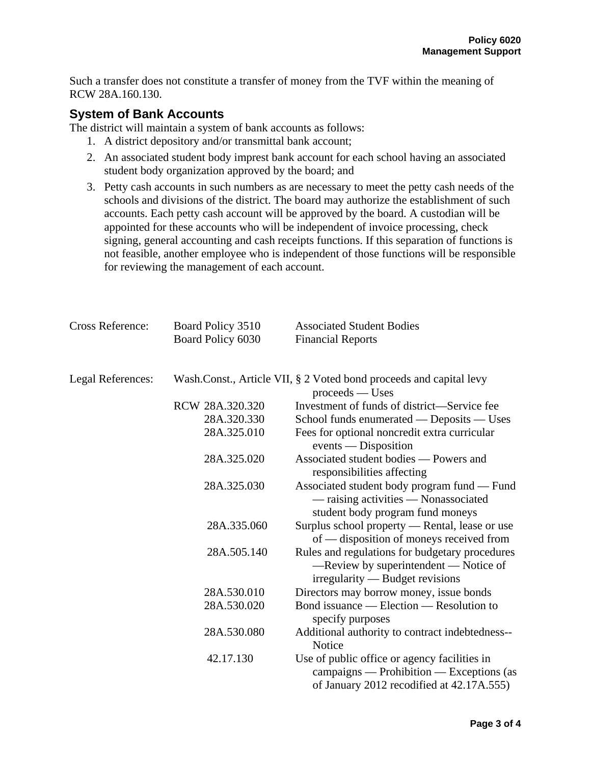Such a transfer does not constitute a transfer of money from the TVF within the meaning of RCW 28A.160.130.

## System of Bank Accounts

The district will maintain a system of bank accounts as follows:

1. A district depository and/or transmittal bank account;
2. An associated student body imprest bank account for each school having an associated student body organization approved by the board; and
3. Petty cash accounts in such numbers as are necessary to meet the petty cash needs of the schools and divisions of the district. The board may authorize the establishment of such accounts. Each petty cash account will be approved by the board. A custodian will be appointed for these accounts who will be independent of invoice processing, check signing, general accounting and cash receipts functions. If this separation of functions is not feasible, another employee who is independent of those functions will be responsible for reviewing the management of each account.

| | | |
|---|---|---|
| Cross Reference: | Board Policy 3510 | Associated Student Bodies |
| | Board Policy 6030 | Financial Reports |
| | | |
| Legal References: | Wash.Const., Article VII, § 2 | Voted bond proceeds and capital levy proceeds — Uses |
| | RCW 28A.320.320 | Investment of funds of district—Service fee |
| | 28A.320.330 | School funds enumerated — Deposits — Uses |
| | 28A.325.010 | Fees for optional noncredit extra curricular events — Disposition |
| | 28A.325.020 | Associated student bodies — Powers and responsibilities affecting |
| | 28A.325.030 | Associated student body program fund — Fund — raising activities — Nonassociated student body program fund moneys |
| | 28A.335.060 | Surplus school property — Rental, lease or use of — disposition of moneys received from |
| | 28A.505.140 | Rules and regulations for budgetary procedures —Review by superintendent — Notice of irregularity — Budget revisions |
| | 28A.530.010 | Directors may borrow money, issue bonds |
| | 28A.530.020 | Bond issuance — Election — Resolution to specify purposes |
| | 28A.530.080 | Additional authority to contract indebtedness--Notice |
| | 42.17.130 | Use of public office or agency facilities in campaigns — Prohibition — Exceptions (as of January 2012 recodified at 42.17A.555) |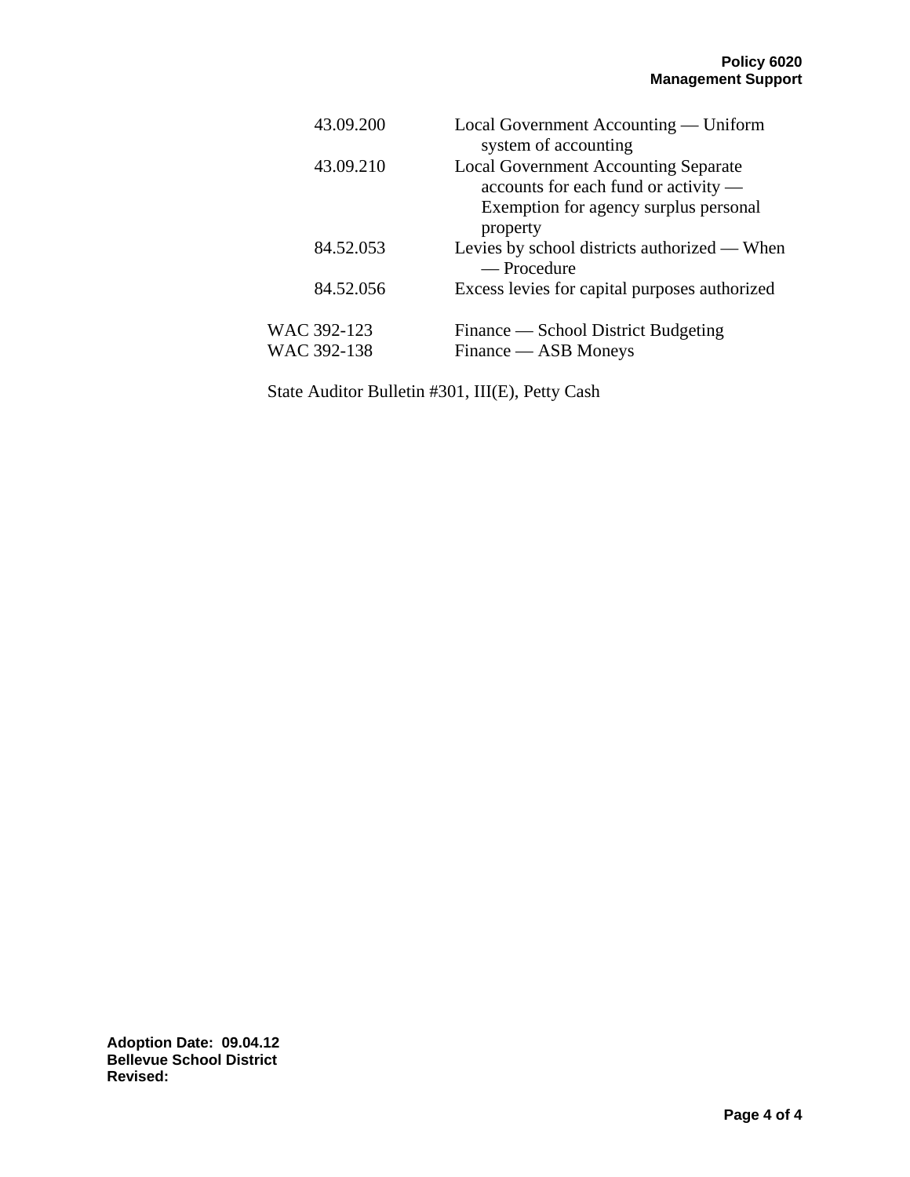| | |
|---|---|
| 43.09.200 | Local Government Accounting — Uniform system of accounting |
| 43.09.210 | Local Government Accounting Separate accounts for each fund or activity — Exemption for agency surplus personal property |
| 84.52.053 | Levies by school districts authorized — When — Procedure |
| 84.52.056 | Excess levies for capital purposes authorized |
| WAC 392-123 | Finance — School District Budgeting |
| WAC 392-138 | Finance — ASB Moneys |

State Auditor Bulletin #301, III(E), Petty Cash

**Adoption Date: 09.04.12**
**Bellevue School District**
**Revised:**